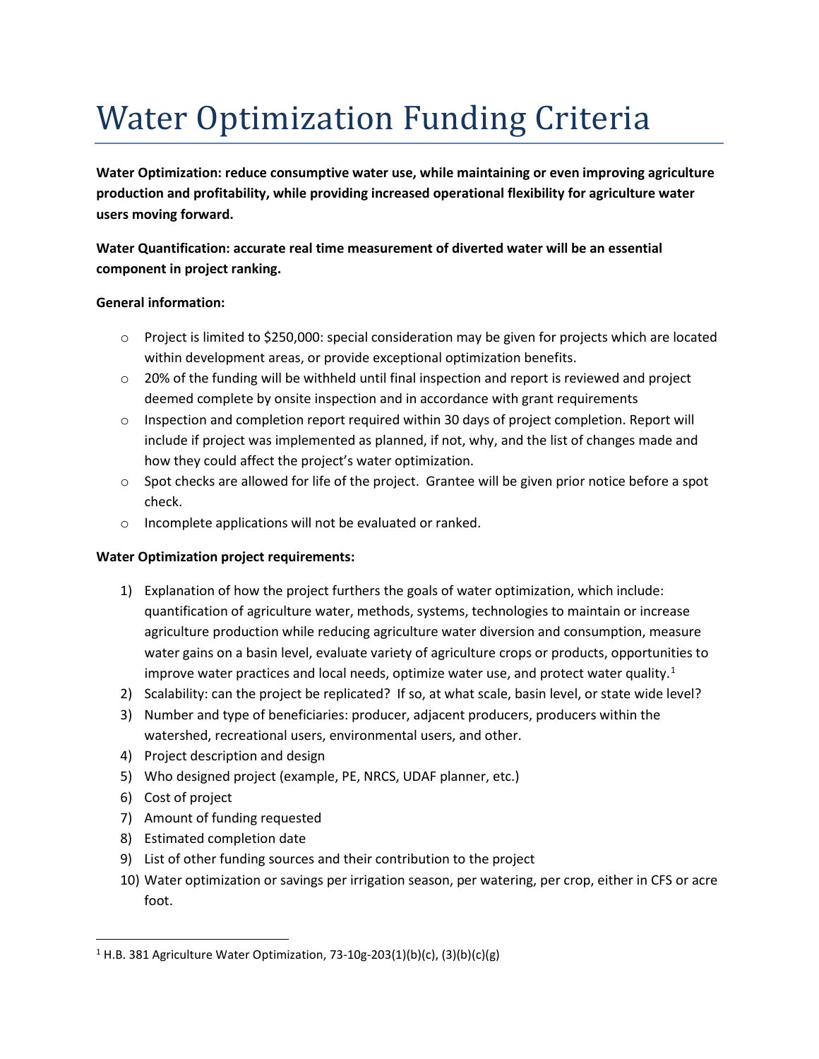# Water Optimization Funding Criteria

**Water Optimization: reduce consumptive water use, while maintaining or even improving agriculture production and profitability, while providing increased operational flexibility for agriculture water users moving forward.**

**Water Quantification: accurate real time measurement of diverted water will be an essential component in project ranking.**

**General information:**

- Project is limited to $250,000: special consideration may be given for projects which are located within development areas, or provide exceptional optimization benefits.
- 20% of the funding will be withheld until final inspection and report is reviewed and project deemed complete by onsite inspection and in accordance with grant requirements
- Inspection and completion report required within 30 days of project completion. Report will include if project was implemented as planned, if not, why, and the list of changes made and how they could affect the project's water optimization.
- Spot checks are allowed for life of the project. Grantee will be given prior notice before a spot check.
- Incomplete applications will not be evaluated or ranked.

**Water Optimization project requirements:**

1) Explanation of how the project furthers the goals of water optimization, which include: quantification of agriculture water, methods, systems, technologies to maintain or increase agriculture production while reducing agriculture water diversion and consumption, measure water gains on a basin level, evaluate variety of agriculture crops or products, opportunities to improve water practices and local needs, optimize water use, and protect water quality.[1]
2) Scalability: can the project be replicated? If so, at what scale, basin level, or state wide level?
3) Number and type of beneficiaries: producer, adjacent producers, producers within the watershed, recreational users, environmental users, and other.
4) Project description and design
5) Who designed project (example, PE, NRCS, UDAF planner, etc.)
6) Cost of project
7) Amount of funding requested
8) Estimated completion date
9) List of other funding sources and their contribution to the project
10) Water optimization or savings per irrigation season, per watering, per crop, either in CFS or acre foot.

---

[1] H.B. 381 Agriculture Water Optimization, 73-10g-203(1)(b)(c), (3)(b)(c)(g)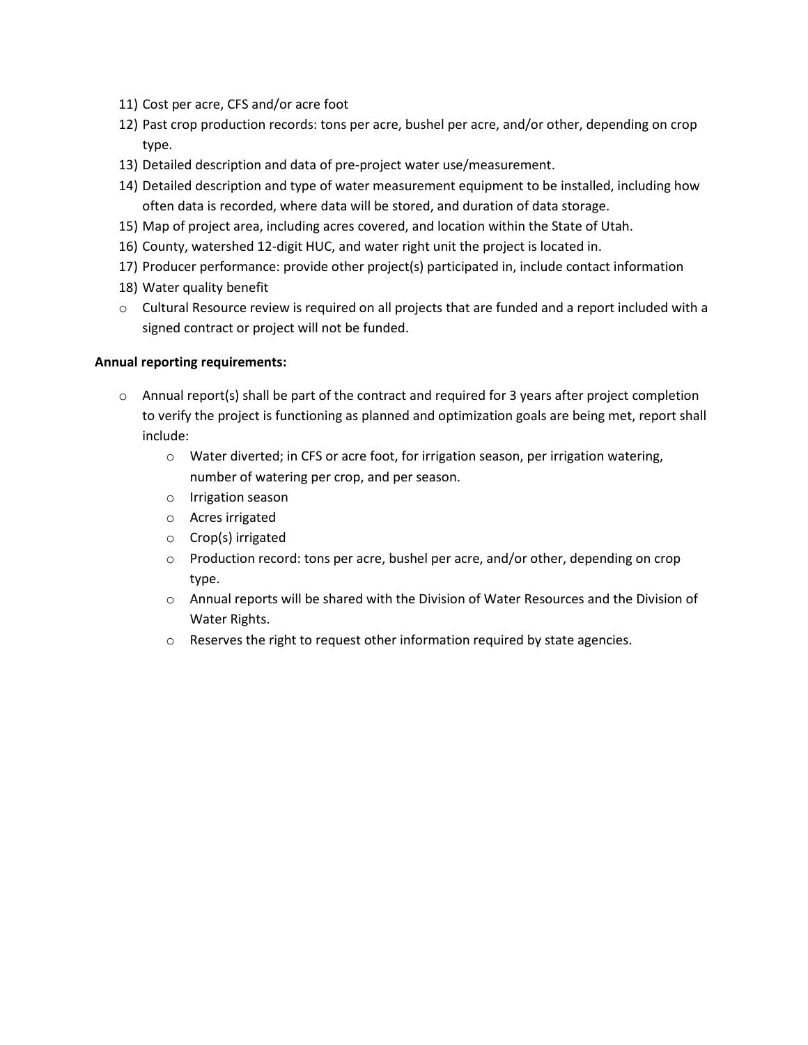11) Cost per acre, CFS and/or acre foot
12) Past crop production records: tons per acre, bushel per acre, and/or other, depending on crop type.
13) Detailed description and data of pre-project water use/measurement.
14) Detailed description and type of water measurement equipment to be installed, including how often data is recorded, where data will be stored, and duration of data storage.
15) Map of project area, including acres covered, and location within the State of Utah.
16) County, watershed 12-digit HUC, and water right unit the project is located in.
17) Producer performance: provide other project(s) participated in, include contact information
18) Water quality benefit

- Cultural Resource review is required on all projects that are funded and a report included with a signed contract or project will not be funded.

**Annual reporting requirements:**

- Annual report(s) shall be part of the contract and required for 3 years after project completion to verify the project is functioning as planned and optimization goals are being met, report shall include:
  - Water diverted; in CFS or acre foot, for irrigation season, per irrigation watering, number of watering per crop, and per season.
  - Irrigation season
  - Acres irrigated
  - Crop(s) irrigated
  - Production record: tons per acre, bushel per acre, and/or other, depending on crop type.
  - Annual reports will be shared with the Division of Water Resources and the Division of Water Rights.
  - Reserves the right to request other information required by state agencies.